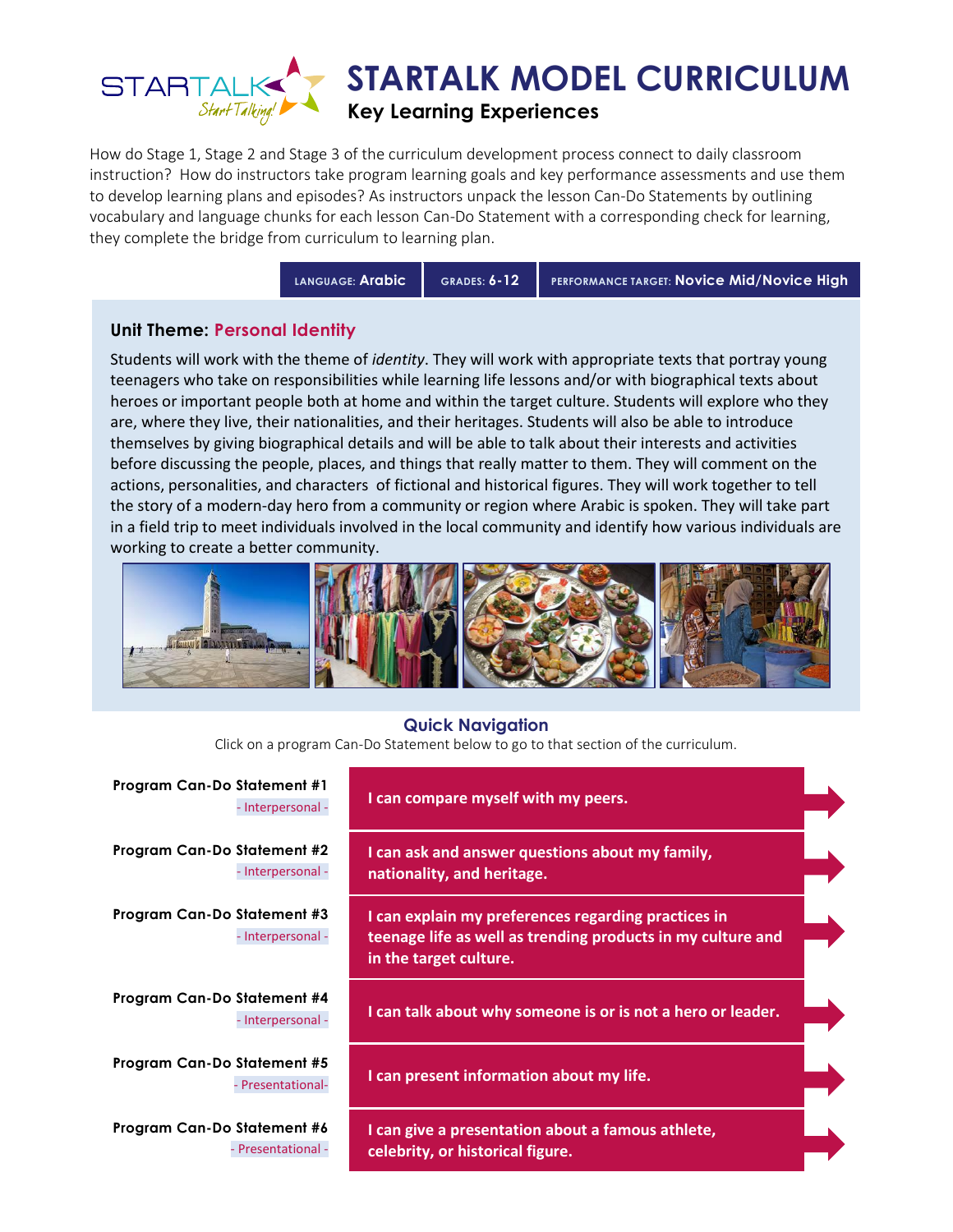# STARTALK MODEL CURRICULUM

## Key Learning Experiences

How do Stage 1, Stage 2 and Stage 3 of the curriculum development process connect to daily classroom instruction? How do instructors take program learning goals and key performance assessments and use them to develop learning plans and episodes? As instructors unpack the lesson Can-Do Statements by outlining vocabulary and language chunks for each lesson Can-Do Statement with a corresponding check for learning, they complete the bridge from curriculum to learning plan.

| LANGUAGE: Arabic | GRADES: 6-12 | PERFORMANCE TARGET: Novice Mid/Novice High |
|---|---|---|

### Unit Theme: Personal Identity

Students will work with the theme of *identity*. They will work with appropriate texts that portray young teenagers who take on responsibilities while learning life lessons and/or with biographical texts about heroes or important people both at home and within the target culture. Students will explore who they are, where they live, their nationalities, and their heritages. Students will also be able to introduce themselves by giving biographical details and will be able to talk about their interests and activities before discussing the people, places, and things that really matter to them. They will comment on the actions, personalities, and characters of fictional and historical figures. They will work together to tell the story of a modern-day hero from a community or region where Arabic is spoken. They will take part in a field trip to meet individuals involved in the local community and identify how various individuals are working to create a better community.

### Quick Navigation

Click on a program Can-Do Statement below to go to that section of the curriculum.

| Program Can-Do Statement | Mode | Statement |
|---|---|---|
| Program Can-Do Statement #1 | - Interpersonal - | I can compare myself with my peers. |
| Program Can-Do Statement #2 | - Interpersonal - | I can ask and answer questions about my family, nationality, and heritage. |
| Program Can-Do Statement #3 | - Interpersonal - | I can explain my preferences regarding practices in teenage life as well as trending products in my culture and in the target culture. |
| Program Can-Do Statement #4 | - Interpersonal - | I can talk about why someone is or is not a hero or leader. |
| Program Can-Do Statement #5 | - Presentational- | I can present information about my life. |
| Program Can-Do Statement #6 | - Presentational - | I can give a presentation about a famous athlete, celebrity, or historical figure. |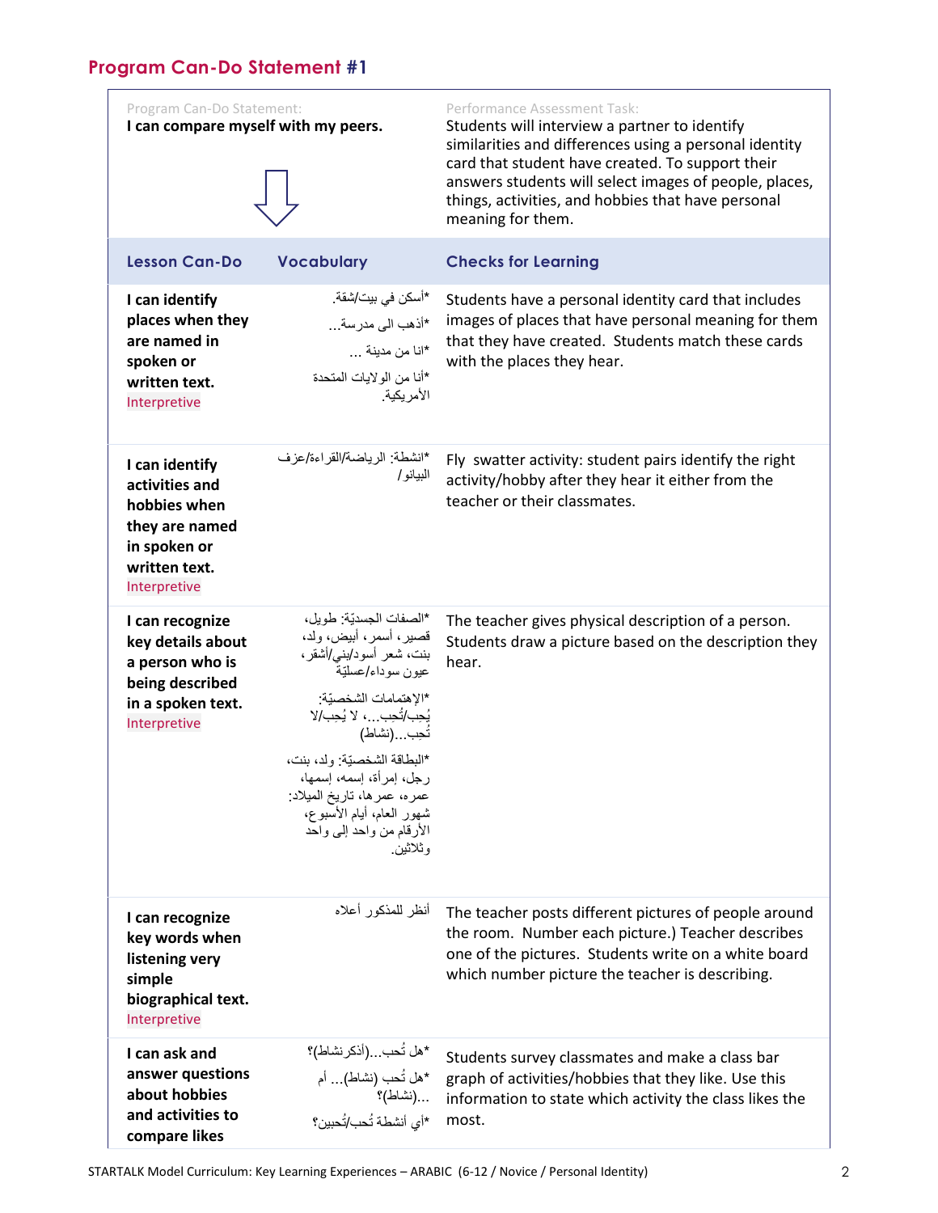## Program Can-Do Statement #1

| Program Can-Do Statement: | | Performance Assessment Task: |
|---|---|---|
| **I can compare myself with my peers..** | | Students will interview a partner to identify similarities and differences using a personal identity card that student have created. To support their answers students will select images of people, places, things, activities, and hobbies that have personal meaning for them. |
| **Lesson Can-Do** | **Vocabulary** | **Checks for Learning** |
| **I can identify places when they are named in spoken or written text.** Interpretive | *أسكن في بيت/شقة. *أذهب الى مدرسة... *انا من مدينة ... *أنا من الولايات المتحدة الأمريكية. | Students have a personal identity card that includes images of places that have personal meaning for them that they have created. Students match these cards with the places they hear. |
| **I can identify activities and hobbies when they are named in spoken or written text.** Interpretive | *انشطة: الرياضة/القراءة/عزف البيانو/ | Fly swatter activity: student pairs identify the right activity/hobby after they hear it either from the teacher or their classmates. |
| **I can recognize key details about a person who is being described in a spoken text.** Interpretive | *الصفات الجسديّة: طويل، قصير، أسمر، أبيض، ولد، بنت، شعر أسود/بني/أشقر، عيون سوداء/عسليّة *الإهتمامات الشخصيّة: يُحِب/تُحِب...، لا يُحِب/لا تُحِب...(نشاط) *البطاقة الشخصيّة: ولد، بنت، رجل، إمرأة، إسمه، إسمها، عمره، عمرها، تاريخ الميلاد: شهور العام، أيام الأسبوع، الأرقام من واحد إلى واحد وثلاثين. | The teacher gives physical description of a person. Students draw a picture based on the description they hear. |
| **I can recognize key words when listening very simple biographical text.** Interpretive | أنظر للمذكور أعلاه | The teacher posts different pictures of people around the room. Number each picture.) Teacher describes one of the pictures. Students write on a white board which number picture the teacher is describing. |
| **I can ask and answer questions about hobbies and activities to compare likes** | *هل تُحب...(أذكرنشاط)؟ *هل تُحب (نشاط)... أم ...(نشاط)؟ *أي أنشطة تُحب/تُحبين؟ | Students survey classmates and make a class bar graph of activities/hobbies that they like. Use this information to state which activity the class likes the most. |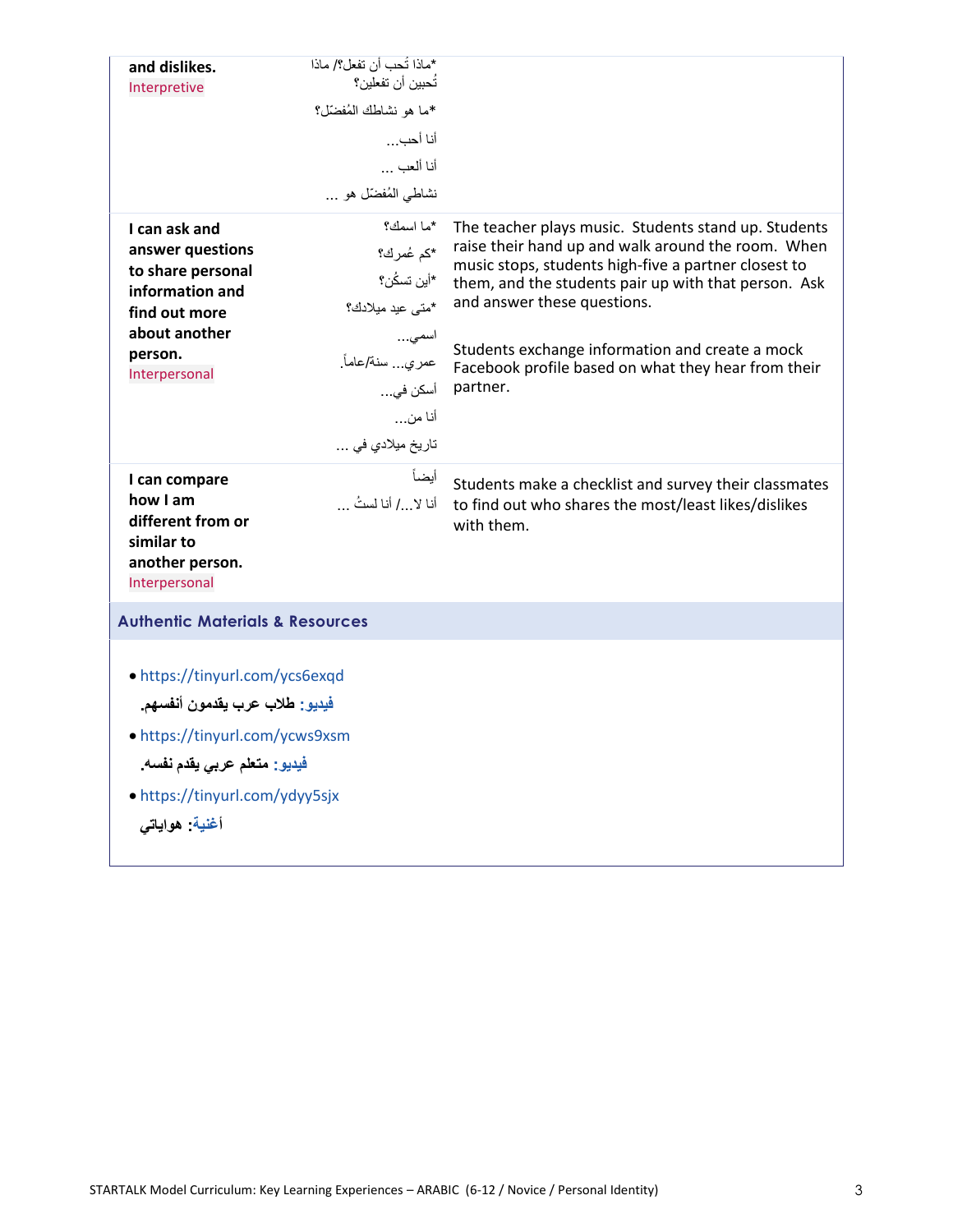| | | |
|---|---|---|
| **and dislikes.**<br>Interpretive | *ماذا تُحب أن تفعل؟/ ماذا تُحبين أن تفعلين؟<br>*ما هو نشاطك المُفضّل؟<br>أنا أحب...<br>أنا ألعب ...<br>نشاطي المُفضّل هو ... | |
| **I can ask and answer questions to share personal information and find out more about another person.**<br>Interpersonal | *ما اسمك؟<br>*كم عُمرك؟<br>*أين تسكُن؟<br>*متى عيد ميلادك؟<br>اسمي...<br>عمري... سنة/عاماً.<br>أسكن في...<br>أنا من...<br>تاريخ ميلادي في ... | The teacher plays music. Students stand up. Students raise their hand up and walk around the room. When music stops, students high-five a partner closest to them, and the students pair up with that person. Ask and answer these questions.<br><br>Students exchange information and create a mock Facebook profile based on what they hear from their partner. |
| **I can compare how I am different from or similar to another person.**<br>Interpersonal | أيضاً<br>أنا لا.../ أنا لستُ ... | Students make a checklist and survey their classmates to find out who shares the most/least likes/dislikes with them. |

## Authentic Materials & Resources

- https://tinyurl.com/ycs6exqd

  **فيديو: طلاب عرب يقدمون أنفسهم.**

- https://tinyurl.com/ycws9xsm

  **فيديو: متعلم عربي يقدم نفسه.**

- https://tinyurl.com/ydyy5sjx

  **أغنية: هواياتي**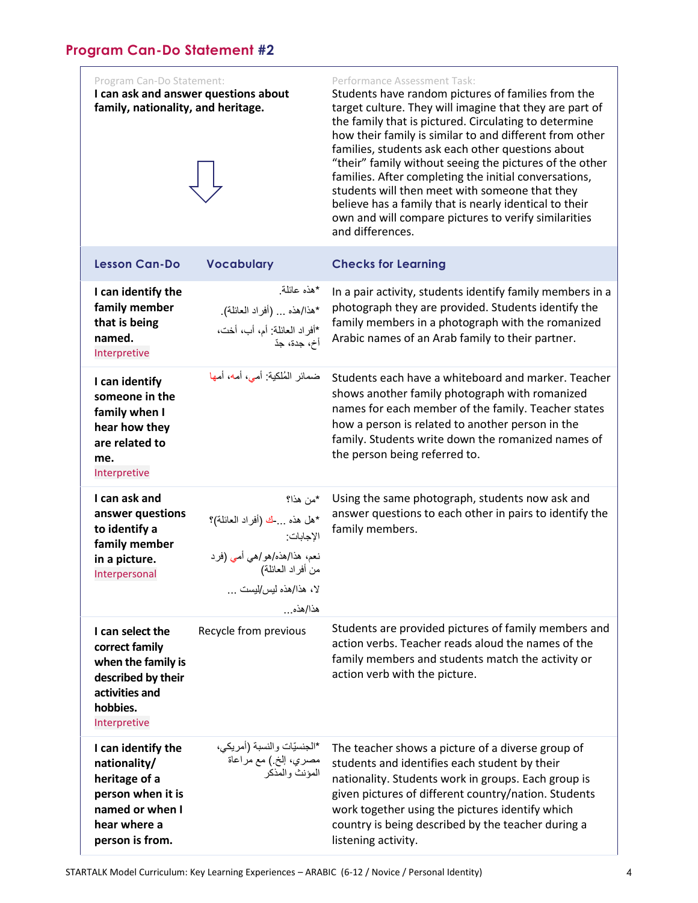## Program Can-Do Statement #2

| Program Can-Do Statement: | | Performance Assessment Task: |
|---|---|---|
| **I can ask and answer questions about family, nationality, and heritage.** ⇩ | | Students have random pictures of families from the target culture. They will imagine that they are part of the family that is pictured. Circulating to determine how their family is similar to and different from other families, students ask each other questions about "their" family without seeing the pictures of the other families. After completing the initial conversations, students will then meet with someone that they believe has a family that is nearly identical to their own and will compare pictures to verify similarities and differences. |
| **Lesson Can-Do** | **Vocabulary** | **Checks for Learning** |
| **I can identify the family member that is being named.** Interpretive | *هذه عائلة. *هذا/هذه ... (أفراد العائلة). *أفراد العائلة: أم، أب، أخت، أخ، جدة، جدّ | In a pair activity, students identify family members in a photograph they are provided. Students identify the family members in a photograph with the romanized Arabic names of an Arab family to their partner. |
| **I can identify someone in the family when I hear how they are related to me.** Interpretive | ضمائر المُلكية: أمي، أمه، أمها | Students each have a whiteboard and marker. Teacher shows another family photograph with romanized names for each member of the family. Teacher states how a person is related to another person in the family. Students write down the romanized names of the person being referred to. |
| **I can ask and answer questions to identify a family member in a picture.** Interpersonal | *من هذا؟ *هل هذه ...-ك (أفراد العائلة)؟ الإجابات: نعم، هذا/هذه/هو/هي أمي (فرد من أفراد العائلة) لا، هذا/هذه ليس/ليست ... هذا/هذه... | Using the same photograph, students now ask and answer questions to each other in pairs to identify the family members. |
| **I can select the correct family when the family is described by their activities and hobbies.** Interpretive | Recycle from previous | Students are provided pictures of family members and action verbs. Teacher reads aloud the names of the family members and students match the activity or action verb with the picture. |
| **I can identify the nationality/ heritage of a person when it is named or when I hear where a person is from.** | *الجنسيّات والنسبة (أمريكي، مصري، إلخ.) مع مراعاة المؤنث والمذكر | The teacher shows a picture of a diverse group of students and identifies each student by their nationality. Students work in groups. Each group is given pictures of different country/nation. Students work together using the pictures identify which country is being described by the teacher during a listening activity. |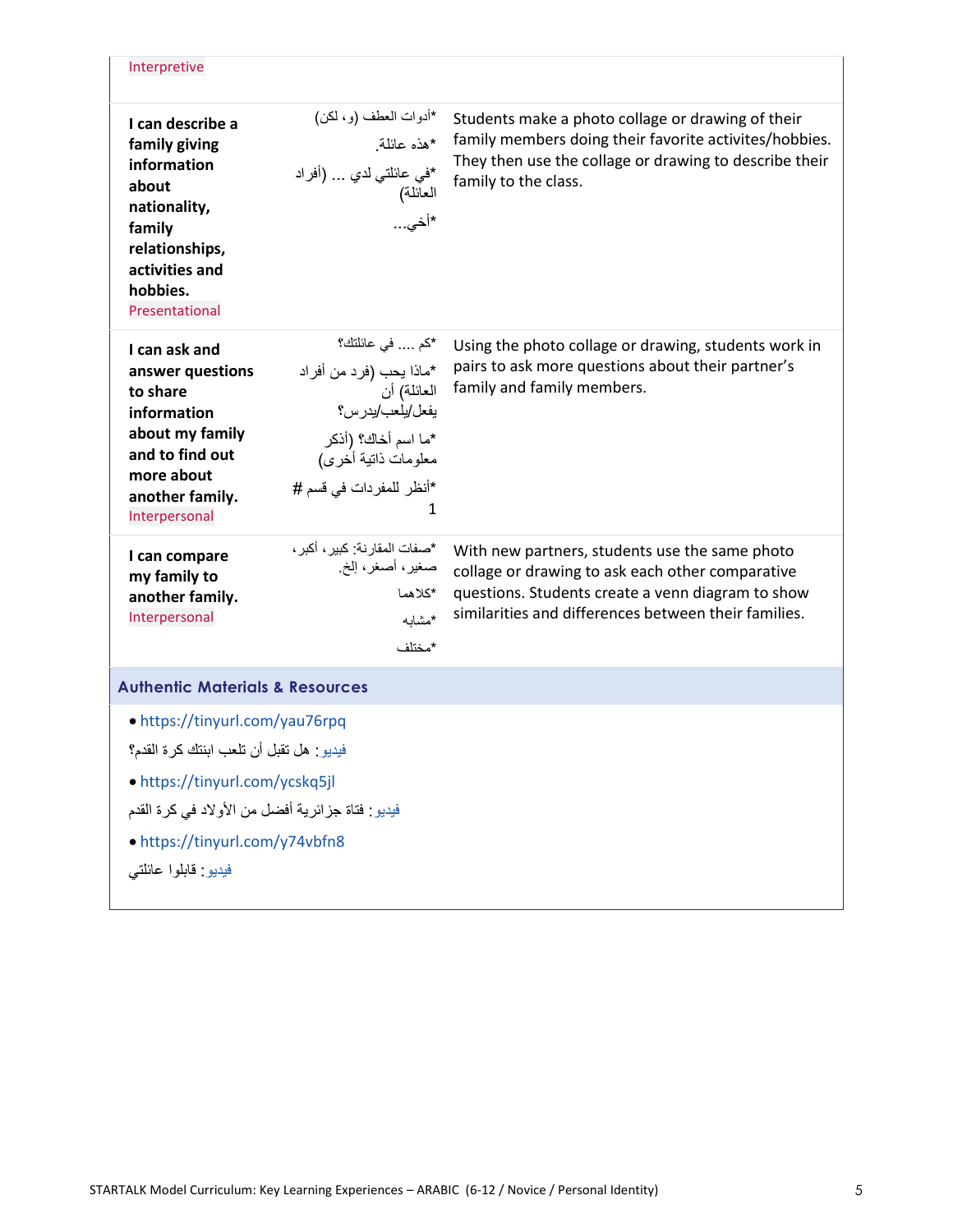| | | |
|---|---|---|
| Interpretive | | |
| **I can describe a family giving information about nationality, family relationships, activities and hobbies.** Presentational | *أدوات العطف (و، لكن)<br>*هذه عائلة.<br>*في عائلتي لدي ... (أفراد العائلة)<br>*أخي... | Students make a photo collage or drawing of their family members doing their favorite activites/hobbies. They then use the collage or drawing to describe their family to the class. |
| **I can ask and answer questions to share information about my family and to find out more about another family.** Interpersonal | *كم .... في عائلتك؟<br>*ماذا يحب (فرد من أفراد العائلة) أن يفعل/يلعب/يدرس؟<br>*ما اسم أخاك؟ (أذكر معلومات ذاتية أخرى)<br>*أنظر للمفردات في قسم # 1 | Using the photo collage or drawing, students work in pairs to ask more questions about their partner's family and family members. |
| **I can compare my family to another family.** Interpersonal | *صفات المقارنة: كبير، أكبر، صغير، أصغر، إلخ.<br>*كلاهما<br>*مشابه<br>*مختلف | With new partners, students use the same photo collage or drawing to ask each other comparative questions. Students create a venn diagram to show similarities and differences between their families. |

## Authentic Materials & Resources

- https://tinyurl.com/yau76rpq

فيديو: هل تقبل أن تلعب ابنتك كرة القدم؟

- https://tinyurl.com/ycskq5jl

فيديو: فتاة جزائرية أفضل من الأولاد في كرة القدم

- https://tinyurl.com/y74vbfn8

فيديو: قابلوا عائلتي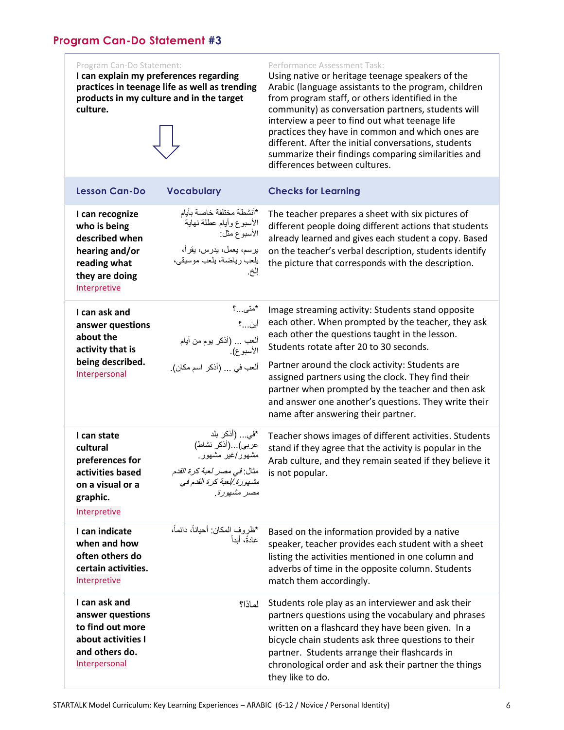## Program Can-Do Statement #3

| Program Can-Do Statement: | | Performance Assessment Task: |
|---|---|---|
| **I can explain my preferences regarding practices in teenage life as well as trending products in my culture and in the target culture.** | | Using native or heritage teenage speakers of the Arabic (language assistants to the program, children from program staff, or others identified in the community) as conversation partners, students will interview a peer to find out what teenage life practices they have in common and which ones are different. After the initial conversations, students summarize their findings comparing similarities and differences between cultures. |
| **Lesson Can-Do** | **Vocabulary** | **Checks for Learning** |
| **I can recognize who is being described when hearing and/or reading what they are doing**<br>Interpretive | *أنشطة مختلفة خاصة بأيام الأسبوع وأيام عطلة نهاية الأسبوع مثل:<br><br>يرسم، يعمل، يدرس، يقرأ، يلعب رياضة، يلعب موسيقى، إلخ. | The teacher prepares a sheet with six pictures of different people doing different actions that students already learned and gives each student a copy. Based on the teacher's verbal description, students identify the picture that corresponds with the description. |
| **I can ask and answer questions about the activity that is being described.**<br>Interpersonal | *متى...؟<br>أين...؟<br>ألعب ... (أذكر يوم من أيام الأسبوع).<br>ألعب في ... (أذكر اسم مكان). | Image streaming activity: Students stand opposite each other. When prompted by the teacher, they ask each other the questions taught in the lesson. Students rotate after 20 to 30 seconds.<br><br>Partner around the clock activity: Students are assigned partners using the clock. They find their partner when prompted by the teacher and then ask and answer one another's questions. They write their name after answering their partner. |
| **I can state cultural preferences for activities based on a visual or a graphic.**<br>Interpretive | *في... (أذكر بلد عربي)...(أذكر نشاط) مشهور/غير مشهور.<br>مثال: *في مصر لعبة كرة القدم مشهورة./لعبة كرة القدم في مصر مشهورة.* | Teacher shows images of different activities. Students stand if they agree that the activity is popular in the Arab culture, and they remain seated if they believe it is not popular. |
| **I can indicate when and how often others do certain activities.**<br>Interpretive | *ظروف المكان: أحياناً، دائماً، عادةً، أبداً | Based on the information provided by a native speaker, teacher provides each student with a sheet listing the activities mentioned in one column and adverbs of time in the opposite column. Students match them accordingly. |
| **I can ask and answer questions to find out more about activities I and others do.**<br>Interpersonal | لماذا؟ | Students role play as an interviewer and ask their partners questions using the vocabulary and phrases written on a flashcard they have been given. In a bicycle chain students ask three questions to their partner. Students arrange their flashcards in chronological order and ask their partner the things they like to do. |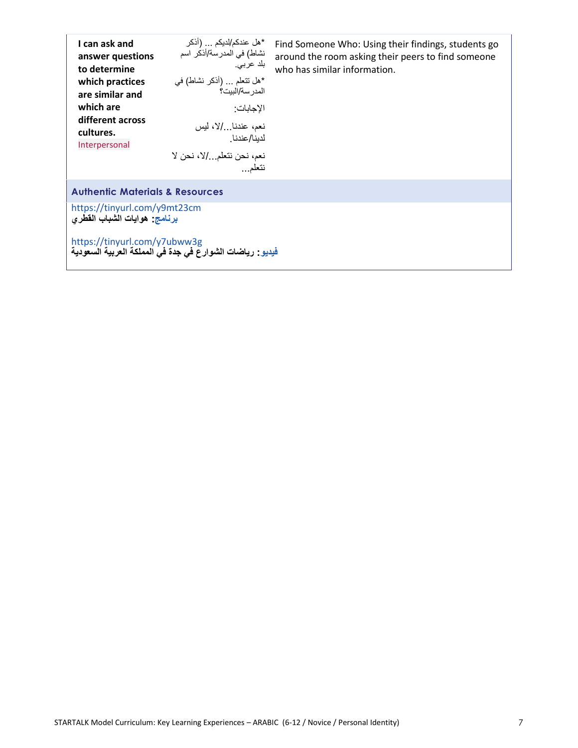| | | |
|---|---|---|
| **I can ask and answer questions to determine which practices are similar and which are different across cultures.** Interpersonal | *هل عندكم/لديكم ... (أذكر نشاط) في المدرسة/أذكر اسم بلد عربي.<br>*هل تتعلم ... (أذكر نشاط) في المدرسة/البيت؟<br>الإجابات:<br>نعم، عندنا.../لا، ليس لدينا/عندنا.<br>نعم، نحن نتعلم.../لا، نحن لا نتعلم... | Find Someone Who: Using their findings, students go around the room asking their peers to find someone who has similar information. |

**Authentic Materials & Resources**

https://tinyurl.com/y9mt23cm
**برنامج: هوايات الشباب القطري**

https://tinyurl.com/y7ubww3g
**فيديو: رياضات الشوارع في جدة في المملكة العربية السعودية**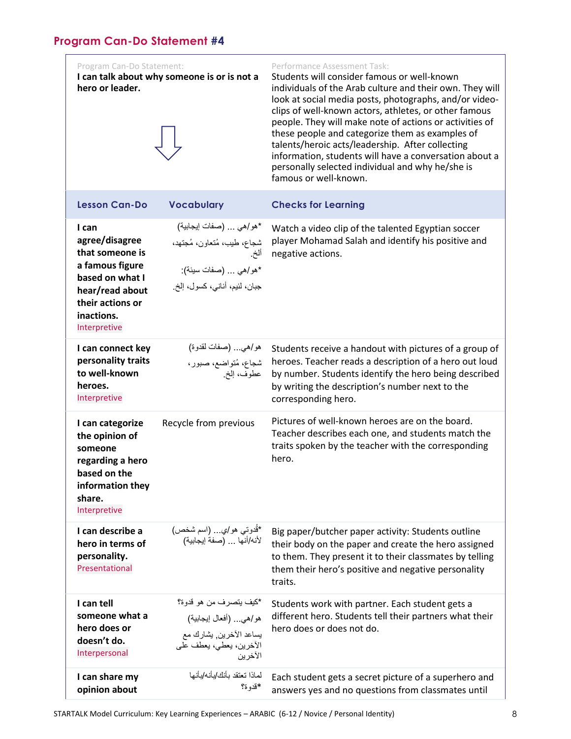## Program Can-Do Statement #4

| Program Can-Do Statement: | Performance Assessment Task: |
|---|---|
| **I can talk about why someone is or is not a hero or leader.** | Students will consider famous or well-known individuals of the Arab culture and their own. They will look at social media posts, photographs, and/or video-clips of well-known actors, athletes, or other famous people. They will make note of actions or activities of these people and categorize them as examples of talents/heroic acts/leadership. After collecting information, students will have a conversation about a personally selected individual and why he/she is famous or well-known. |

| Lesson Can-Do | Vocabulary | Checks for Learning |
|---|---|---|
| **I can agree/disagree that someone is a famous figure based on what I hear/read about their actions or inactions.** Interpretive | *هو/هي ... (صفات إيجابية) شجاع، طيب، مُتعاون، مُجتهد، الخ. *هو/هي ... (صفات سيئة): جبان، لئيم، أناني، كسول، إلخ. | Watch a video clip of the talented Egyptian soccer player Mohamad Salah and identify his positive and negative actions. |
| **I can connect key personality traits to well-known heroes.** Interpretive | هو/هي... (صفات لقدوة) شجاع، مُتواضع، صبور، عطوف، إلخ. | Students receive a handout with pictures of a group of heroes. Teacher reads a description of a hero out loud by number. Students identify the hero being described by writing the description's number next to the corresponding hero. |
| **I can categorize the opinion of someone regarding a hero based on the information they share.** Interpretive | Recycle from previous | Pictures of well-known heroes are on the board. Teacher describes each one, and students match the traits spoken by the teacher with the corresponding hero. |
| **I can describe a hero in terms of personality.** Presentational | *قُدوتي هو/ي... (اسم شخص) لأنه/أنها ... (صفة إيجابية) | Big paper/butcher paper activity: Students outline their body on the paper and create the hero assigned to them. They present it to their classmates by telling them their hero's positive and negative personality traits. |
| **I can tell someone what a hero does or doesn't do.** Interpersonal | *كيف يتصرف من هو قدوة؟ هو/هي... (أفعال إيجابية) يساعد الآخرين, يشارك مع الآخرين، يعطي، يعطف على الآخرين | Students work with partner. Each student gets a different hero. Students tell their partners what their hero does or does not do. |
| **I can share my opinion about** | لماذا تعتقد بأنك/بأنه/بأنها قدوة؟* | Each student gets a secret picture of a superhero and answers yes and no questions from classmates until |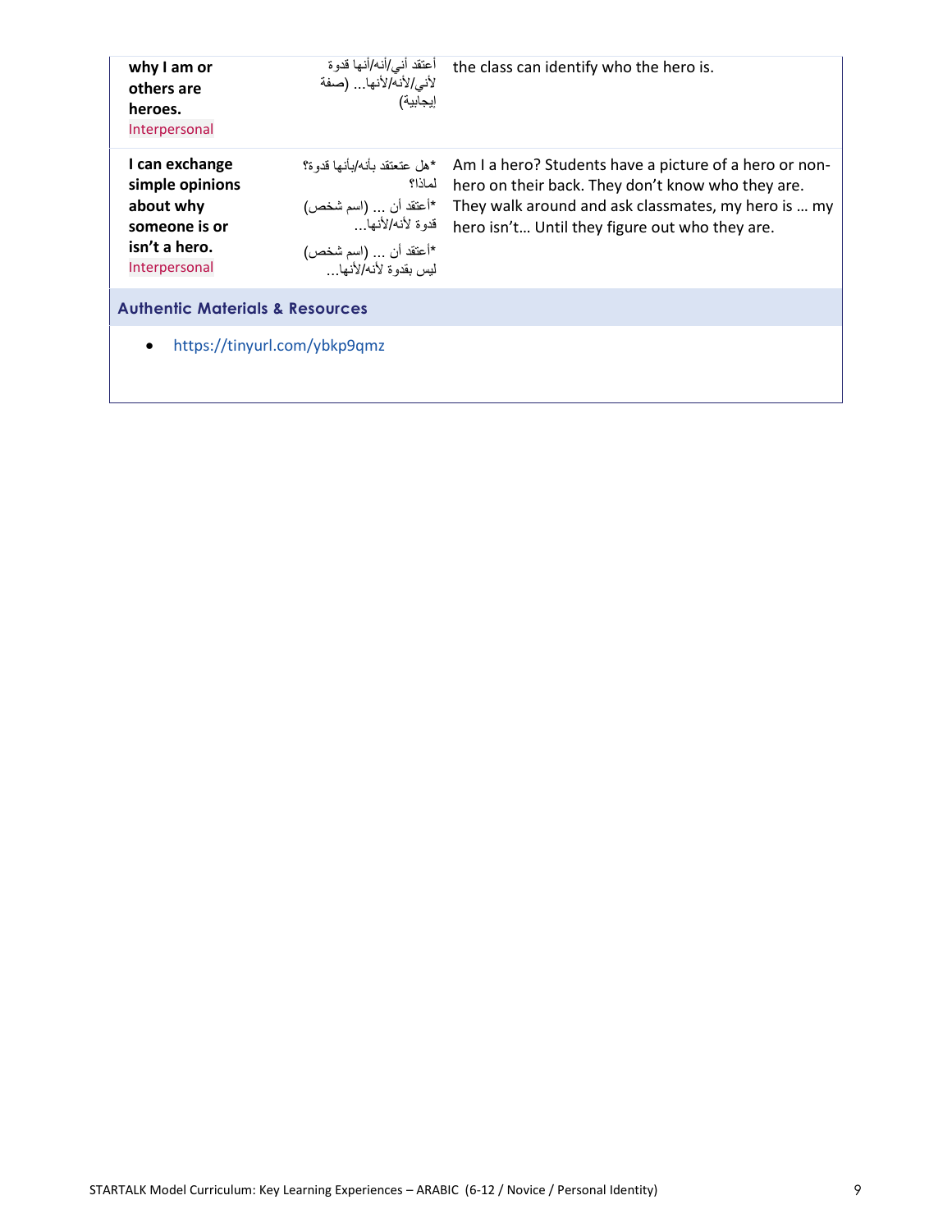| | | |
|---|---|---|
| **why I am or others are heroes.** Interpersonal | أعتقد أني/أنه/أنها قدوة لأني/لأنه/لأنها... (صفة إيجابية) | the class can identify who the hero is. |
| **I can exchange simple opinions about why someone is or isn't a hero.** Interpersonal | *هل عتعتقد بأنه/بأنها قدوة؟ لماذا؟<br>*أعتقد أن ... (اسم شخص) قدوة لأنه/لأنها...<br>*أعتقد أن ... (اسم شخص) ليس بقدوة لأنه/لأنها... | Am I a hero? Students have a picture of a hero or non-hero on their back. They don't know who they are. They walk around and ask classmates, my hero is … my hero isn't… Until they figure out who they are. |

**Authentic Materials & Resources**

- https://tinyurl.com/ybkp9qmz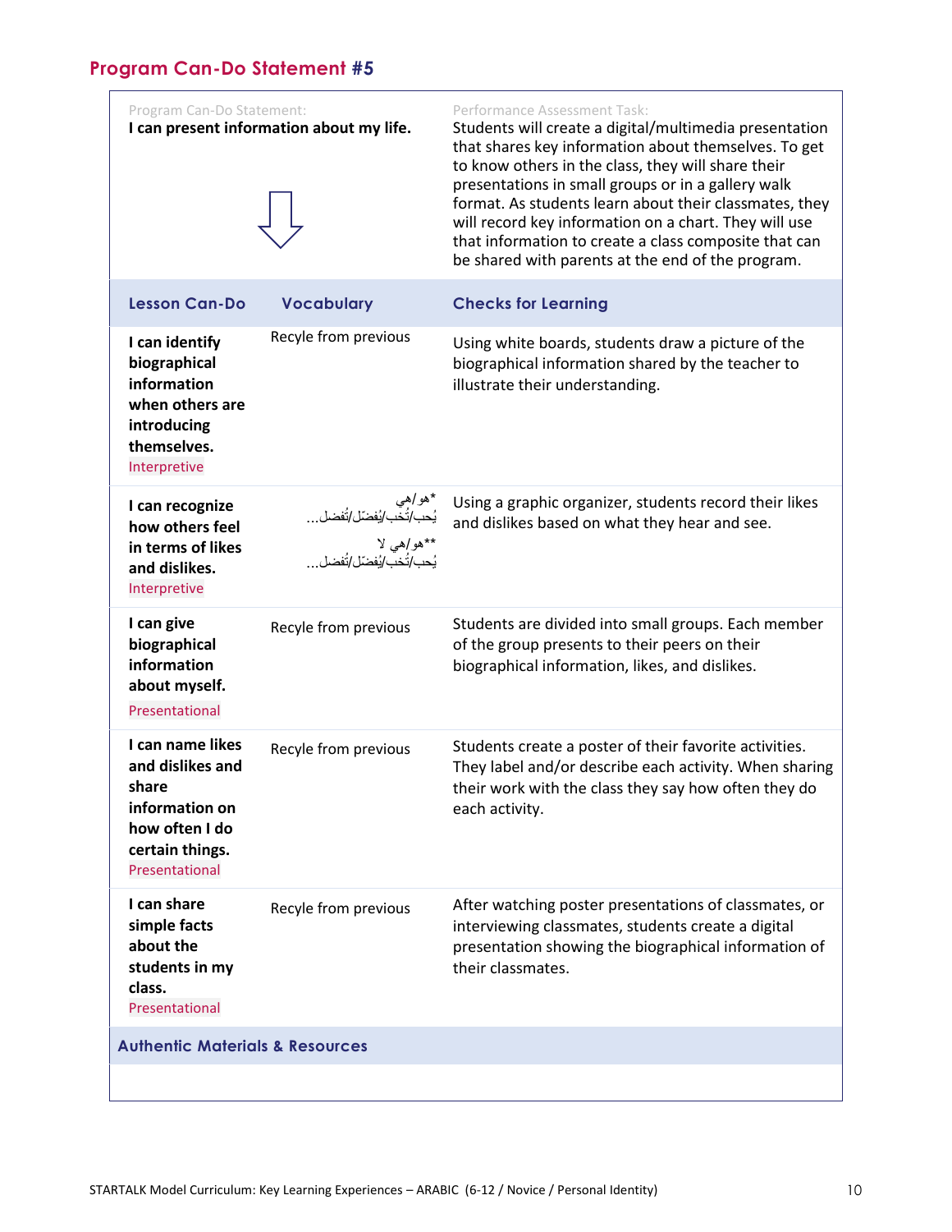## Program Can-Do Statement #5

| Program Can-Do Statement: | | Performance Assessment Task: |
|---|---|---|
| **I can present information about my life.** | | Students will create a digital/multimedia presentation that shares key information about themselves. To get to know others in the class, they will share their presentations in small groups or in a gallery walk format. As students learn about their classmates, they will record key information on a chart. They will use that information to create a class composite that can be shared with parents at the end of the program. |
| **Lesson Can-Do** | **Vocabulary** | **Checks for Learning** |
| **I can identify biographical information when others are introducing themselves.** Interpretive | Recyle from previous | Using white boards, students draw a picture of the biographical information shared by the teacher to illustrate their understanding. |
| **I can recognize how others feel in terms of likes and dislikes.** Interpretive | *هو/هي يُحب/تُحب/يُفضّل/تُفضل... **هو/هي لا يُحب/تُحب/يُفضّل/تُفضل... | Using a graphic organizer, students record their likes and dislikes based on what they hear and see. |
| **I can give biographical information about myself.** Presentational | Recyle from previous | Students are divided into small groups. Each member of the group presents to their peers on their biographical information, likes, and dislikes. |
| **I can name likes and dislikes and share information on how often I do certain things.** Presentational | Recyle from previous | Students create a poster of their favorite activities. They label and/or describe each activity. When sharing their work with the class they say how often they do each activity. |
| **I can share simple facts about the students in my class.** Presentational | Recyle from previous | After watching poster presentations of classmates, or interviewing classmates, students create a digital presentation showing the biographical information of their classmates. |
| **Authentic Materials & Resources** | | |
| | | |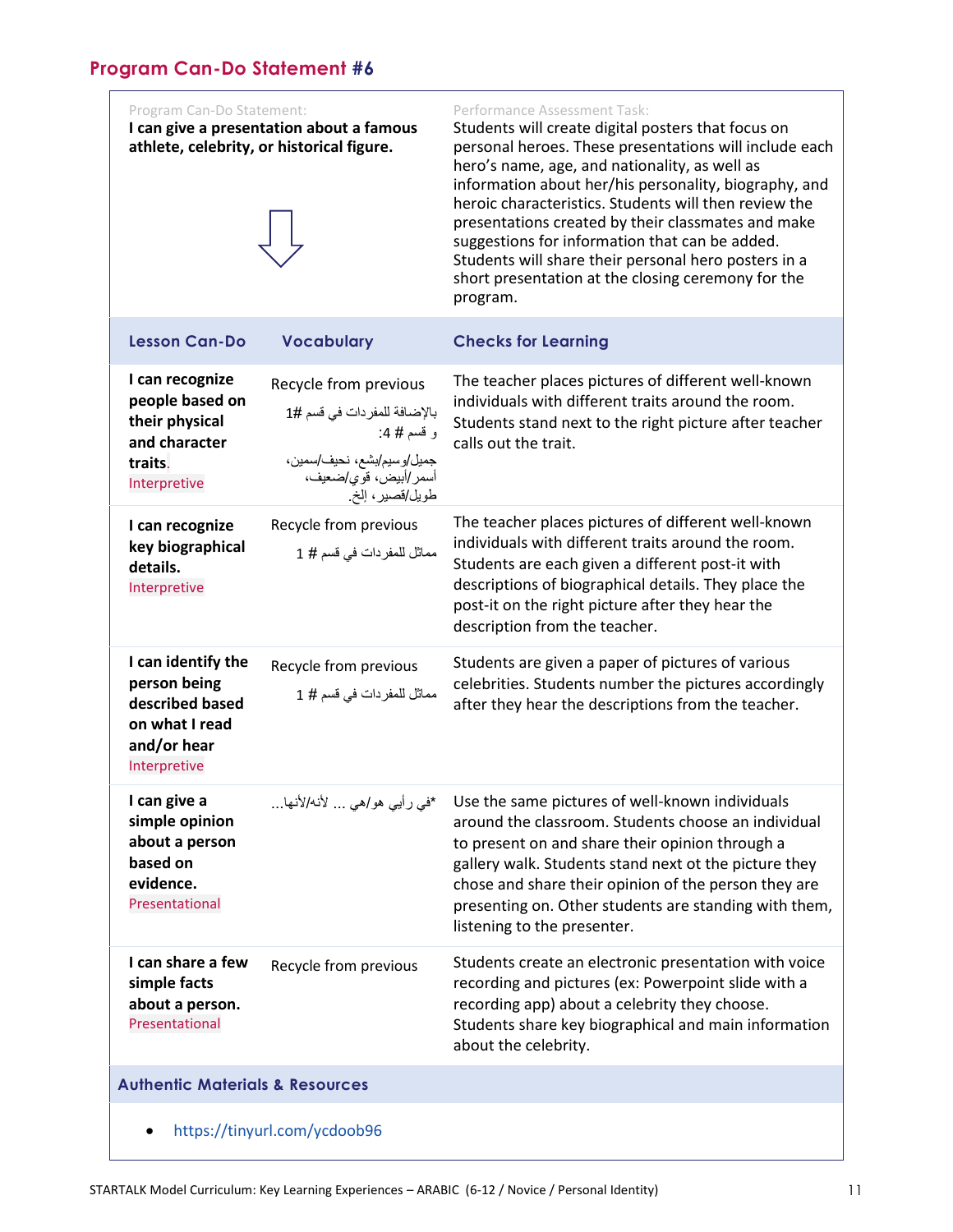## Program Can-Do Statement #6

| Program Can-Do Statement: | | Performance Assessment Task: |
|---|---|---|
| **I can give a presentation about a famous athlete, celebrity, or historical figure.** | | Students will create digital posters that focus on personal heroes. These presentations will include each hero's name, age, and nationality, as well as information about her/his personality, biography, and heroic characteristics. Students will then review the presentations created by their classmates and make suggestions for information that can be added. Students will share their personal hero posters in a short presentation at the closing ceremony for the program. |
| **Lesson Can-Do** | **Vocabulary** | **Checks for Learning** |
| **I can recognize people based on their physical and character traits.** Interpretive | Recycle from previous بالإضافة للمفردات في قسم #1 و قسم # 4: جميل/وسيم/بشع، نحيف/سمين، أسمر/أبيض، قوي/ضعيف، طويل/قصير، إلخ. | The teacher places pictures of different well-known individuals with different traits around the room. Students stand next to the right picture after teacher calls out the trait. |
| **I can recognize key biographical details.** Interpretive | Recycle from previous مماثل للمفردات في قسم # 1 | The teacher places pictures of different well-known individuals with different traits around the room. Students are each given a different post-it with descriptions of biographical details. They place the post-it on the right picture after they hear the description from the teacher. |
| **I can identify the person being described based on what I read and/or hear** Interpretive | Recycle from previous مماثل للمفردات في قسم # 1 | Students are given a paper of pictures of various celebrities. Students number the pictures accordingly after they hear the descriptions from the teacher. |
| **I can give a simple opinion about a person based on evidence.** Presentational | *في رأيي هو/هي ... لأنه/لأنها... | Use the same pictures of well-known individuals around the classroom. Students choose an individual to present on and share their opinion through a gallery walk. Students stand next ot the picture they chose and share their opinion of the person they are presenting on. Other students are standing with them, listening to the presenter. |
| **I can share a few simple facts about a person.** Presentational | Recycle from previous | Students create an electronic presentation with voice recording and pictures (ex: Powerpoint slide with a recording app) about a celebrity they choose. Students share key biographical and main information about the celebrity. |

### Authentic Materials & Resources

- https://tinyurl.com/ycdoob96